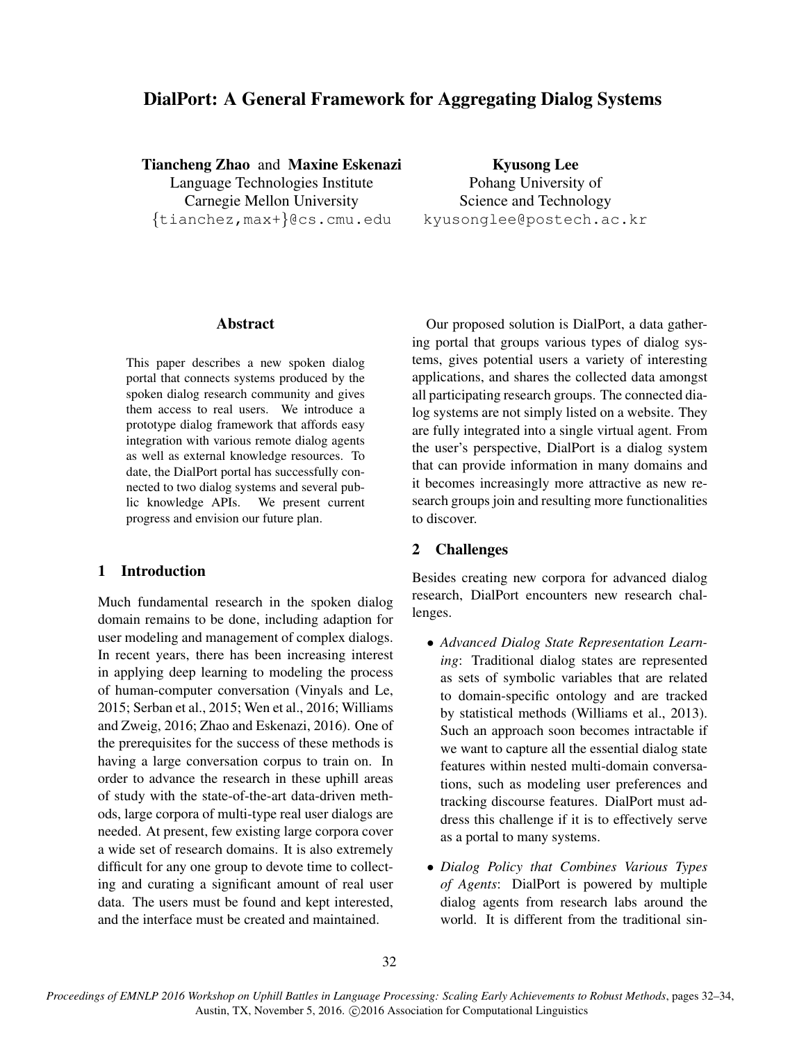# DialPort: A General Framework for Aggregating Dialog Systems

**Tiancheng Zhao** and **Maxine Eskenazi**
Language Technologies Institute
Carnegie Mellon University
{tianchez,max+}@cs.cmu.edu

**Kyusong Lee**
Pohang University of
Science and Technology
kyusonglee@postech.ac.kr

## Abstract

This paper describes a new spoken dialog portal that connects systems produced by the spoken dialog research community and gives them access to real users. We introduce a prototype dialog framework that affords easy integration with various remote dialog agents as well as external knowledge resources. To date, the DialPort portal has successfully connected to two dialog systems and several public knowledge APIs. We present current progress and envision our future plan.

## 1 Introduction

Much fundamental research in the spoken dialog domain remains to be done, including adaption for user modeling and management of complex dialogs. In recent years, there has been increasing interest in applying deep learning to modeling the process of human-computer conversation (Vinyals and Le, 2015; Serban et al., 2015; Wen et al., 2016; Williams and Zweig, 2016; Zhao and Eskenazi, 2016). One of the prerequisites for the success of these methods is having a large conversation corpus to train on. In order to advance the research in these uphill areas of study with the state-of-the-art data-driven methods, large corpora of multi-type real user dialogs are needed. At present, few existing large corpora cover a wide set of research domains. It is also extremely difficult for any one group to devote time to collecting and curating a significant amount of real user data. The users must be found and kept interested, and the interface must be created and maintained.

Our proposed solution is DialPort, a data gathering portal that groups various types of dialog systems, gives potential users a variety of interesting applications, and shares the collected data amongst all participating research groups. The connected dialog systems are not simply listed on a website. They are fully integrated into a single virtual agent. From the user's perspective, DialPort is a dialog system that can provide information in many domains and it becomes increasingly more attractive as new research groups join and resulting more functionalities to discover.

## 2 Challenges

Besides creating new corpora for advanced dialog research, DialPort encounters new research challenges.

- *Advanced Dialog State Representation Learning*: Traditional dialog states are represented as sets of symbolic variables that are related to domain-specific ontology and are tracked by statistical methods (Williams et al., 2013). Such an approach soon becomes intractable if we want to capture all the essential dialog state features within nested multi-domain conversations, such as modeling user preferences and tracking discourse features. DialPort must address this challenge if it is to effectively serve as a portal to many systems.
- *Dialog Policy that Combines Various Types of Agents*: DialPort is powered by multiple dialog agents from research labs around the world. It is different from the traditional sin-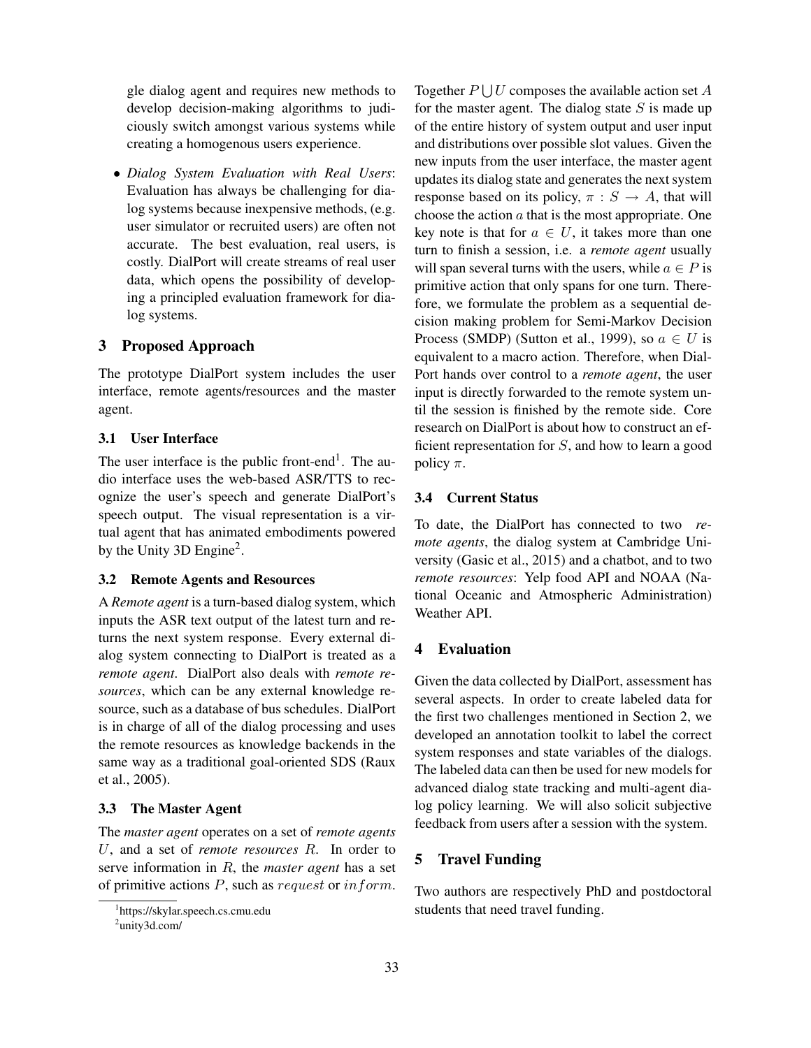gle dialog agent and requires new methods to develop decision-making algorithms to judiciously switch amongst various systems while creating a homogenous users experience.

- *Dialog System Evaluation with Real Users*: Evaluation has always be challenging for dialog systems because inexpensive methods, (e.g. user simulator or recruited users) are often not accurate. The best evaluation, real users, is costly. DialPort will create streams of real user data, which opens the possibility of developing a principled evaluation framework for dialog systems.

## 3 Proposed Approach

The prototype DialPort system includes the user interface, remote agents/resources and the master agent.

### 3.1 User Interface

The user interface is the public front-end[1]. The audio interface uses the web-based ASR/TTS to recognize the user's speech and generate DialPort's speech output. The visual representation is a virtual agent that has animated embodiments powered by the Unity 3D Engine[2].

### 3.2 Remote Agents and Resources

A *Remote agent* is a turn-based dialog system, which inputs the ASR text output of the latest turn and returns the next system response. Every external dialog system connecting to DialPort is treated as a *remote agent*. DialPort also deals with *remote resources*, which can be any external knowledge resource, such as a database of bus schedules. DialPort is in charge of all of the dialog processing and uses the remote resources as knowledge backends in the same way as a traditional goal-oriented SDS (Raux et al., 2005).

### 3.3 The Master Agent

The *master agent* operates on a set of *remote agents* $U$, and a set of *remote resources* $R$. In order to serve information in $R$, the *master agent* has a set of primitive actions $P$, such as $request$ or $inform$. Together $P \bigcup U$ composes the available action set $A$ for the master agent. The dialog state $S$ is made up of the entire history of system output and user input and distributions over possible slot values. Given the new inputs from the user interface, the master agent updates its dialog state and generates the next system response based on its policy, $\pi : S \rightarrow A$, that will choose the action $a$ that is the most appropriate. One key note is that for $a \in U$, it takes more than one turn to finish a session, i.e. a *remote agent* usually will span several turns with the users, while $a \in P$ is primitive action that only spans for one turn. Therefore, we formulate the problem as a sequential decision making problem for Semi-Markov Decision Process (SMDP) (Sutton et al., 1999), so $a \in U$ is equivalent to a macro action. Therefore, when DialPort hands over control to a *remote agent*, the user input is directly forwarded to the remote system until the session is finished by the remote side. Core research on DialPort is about how to construct an efficient representation for $S$, and how to learn a good policy $\pi$.

### 3.4 Current Status

To date, the DialPort has connected to two *remote agents*, the dialog system at Cambridge University (Gasic et al., 2015) and a chatbot, and to two *remote resources*: Yelp food API and NOAA (National Oceanic and Atmospheric Administration) Weather API.

## 4 Evaluation

Given the data collected by DialPort, assessment has several aspects. In order to create labeled data for the first two challenges mentioned in Section 2, we developed an annotation toolkit to label the correct system responses and state variables of the dialogs. The labeled data can then be used for new models for advanced dialog state tracking and multi-agent dialog policy learning. We will also solicit subjective feedback from users after a session with the system.

## 5 Travel Funding

Two authors are respectively PhD and postdoctoral students that need travel funding.

[1] https://skylar.speech.cs.cmu.edu

[2] unity3d.com/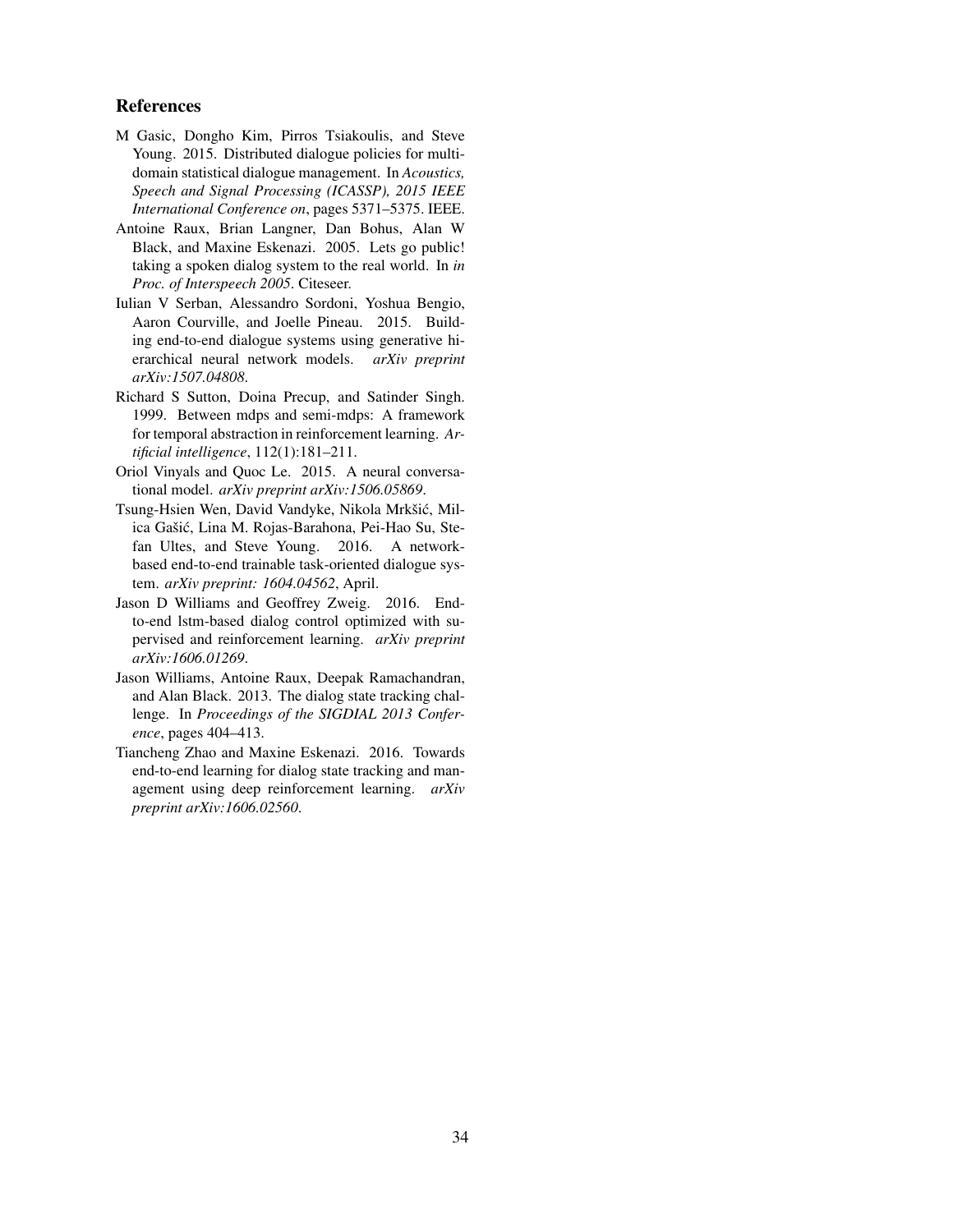## References

M Gasic, Dongho Kim, Pirros Tsiakoulis, and Steve Young. 2015. Distributed dialogue policies for multi-domain statistical dialogue management. In *Acoustics, Speech and Signal Processing (ICASSP), 2015 IEEE International Conference on*, pages 5371–5375. IEEE.

Antoine Raux, Brian Langner, Dan Bohus, Alan W Black, and Maxine Eskenazi. 2005. Lets go public! taking a spoken dialog system to the real world. In *in Proc. of Interspeech 2005*. Citeseer.

Iulian V Serban, Alessandro Sordoni, Yoshua Bengio, Aaron Courville, and Joelle Pineau. 2015. Building end-to-end dialogue systems using generative hierarchical neural network models. *arXiv preprint arXiv:1507.04808*.

Richard S Sutton, Doina Precup, and Satinder Singh. 1999. Between mdps and semi-mdps: A framework for temporal abstraction in reinforcement learning. *Artificial intelligence*, 112(1):181–211.

Oriol Vinyals and Quoc Le. 2015. A neural conversational model. *arXiv preprint arXiv:1506.05869*.

Tsung-Hsien Wen, David Vandyke, Nikola Mrkšić, Milica Gašić, Lina M. Rojas-Barahona, Pei-Hao Su, Stefan Ultes, and Steve Young. 2016. A network-based end-to-end trainable task-oriented dialogue system. *arXiv preprint: 1604.04562*, April.

Jason D Williams and Geoffrey Zweig. 2016. End-to-end lstm-based dialog control optimized with supervised and reinforcement learning. *arXiv preprint arXiv:1606.01269*.

Jason Williams, Antoine Raux, Deepak Ramachandran, and Alan Black. 2013. The dialog state tracking challenge. In *Proceedings of the SIGDIAL 2013 Conference*, pages 404–413.

Tiancheng Zhao and Maxine Eskenazi. 2016. Towards end-to-end learning for dialog state tracking and management using deep reinforcement learning. *arXiv preprint arXiv:1606.02560*.